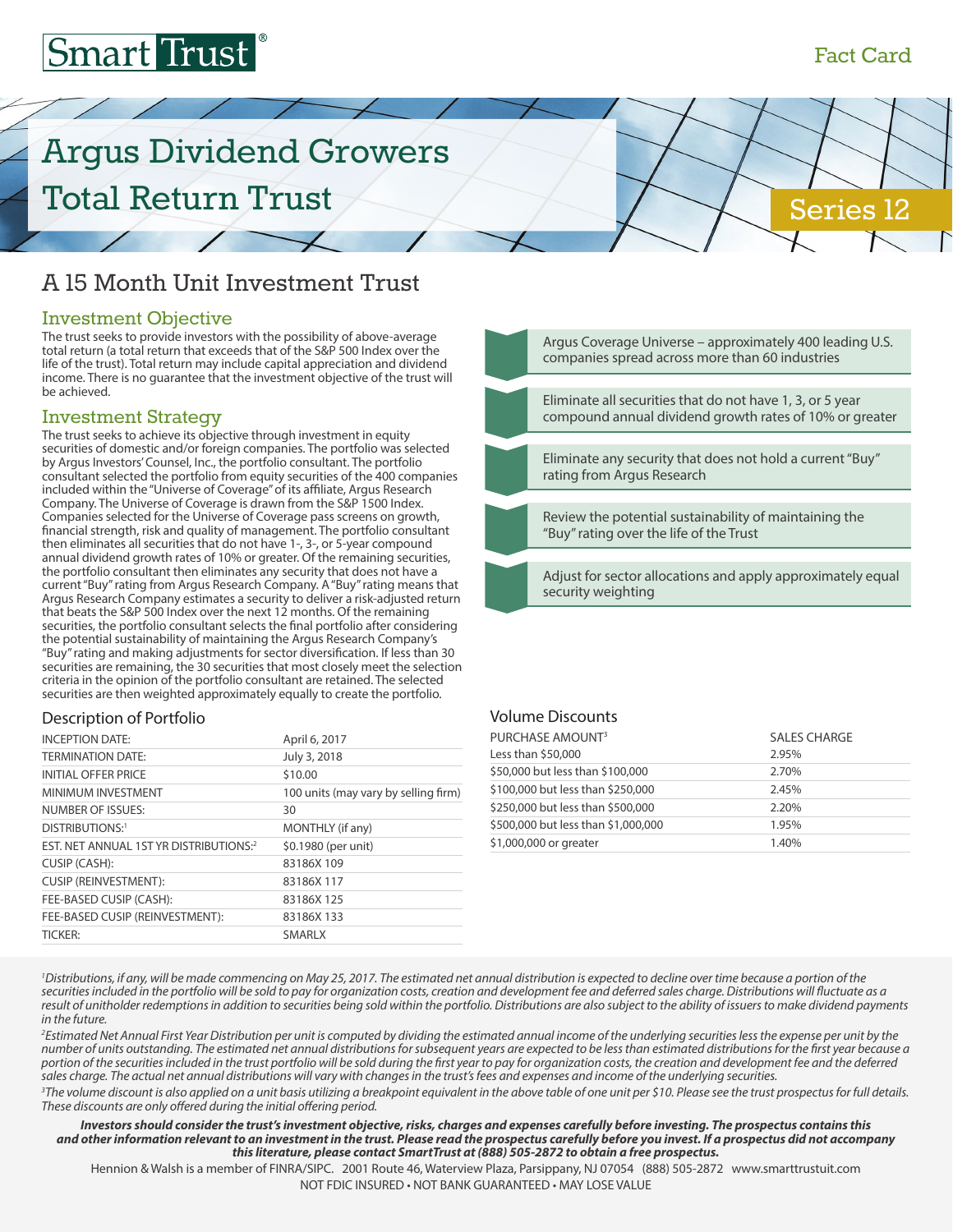Smart Trust®

Fact Card

# Argus Dividend Growers Total Return Trust

Series 12

## A 15 Month Unit Investment Trust

### Investment Objective

The trust seeks to provide investors with the possibility of above-average total return (a total return that exceeds that of the S&P 500 Index over the life of the trust). Total return may include capital appreciation and dividend income. There is no guarantee that the investment objective of the trust will be achieved.

### Investment Strategy

The trust seeks to achieve its objective through investment in equity securities of domestic and/or foreign companies. The portfolio was selected by Argus Investors' Counsel, Inc., the portfolio consultant. The portfolio consultant selected the portfolio from equity securities of the 400 companies included within the "Universe of Coverage" of its affiliate, Argus Research Company. The Universe of Coverage is drawn from the S&P 1500 Index. Companies selected for the Universe of Coverage pass screens on growth, financial strength, risk and quality of management. The portfolio consultant then eliminates all securities that do not have 1-, 3-, or 5-year compound annual dividend growth rates of 10% or greater. Of the remaining securities, the portfolio consultant then eliminates any security that does not have a current "Buy" rating from Argus Research Company. A "Buy" rating means that Argus Research Company estimates a security to deliver a risk-adjusted return that beats the S&P 500 Index over the next 12 months. Of the remaining securities, the portfolio consultant selects the final portfolio after considering the potential sustainability of maintaining the Argus Research Company's "Buy" rating and making adjustments for sector diversification. If less than 30 securities are remaining, the 30 securities that most closely meet the selection criteria in the opinion of the portfolio consultant are retained. The selected securities are then weighted approximately equally to create the portfolio.

- Argus Coverage Universe – approximately 400 leading U.S. companies spread across more than 60 industries
- Eliminate all securities that do not have 1, 3, or 5 year compound annual dividend growth rates of 10% or greater
- Eliminate any security that does not hold a current "Buy" rating from Argus Research
- Review the potential sustainability of maintaining the "Buy" rating over the life of the Trust
- Adjust for sector allocations and apply approximately equal security weighting

### Description of Portfolio

| | |
|---|---|
| INCEPTION DATE: | April 6, 2017 |
| TERMINATION DATE: | July 3, 2018 |
| INITIAL OFFER PRICE | $10.00 |
| MINIMUM INVESTMENT | 100 units (may vary by selling firm) |
| NUMBER OF ISSUES: | 30 |
| DISTRIBUTIONS:[1] | MONTHLY (if any) |
| EST. NET ANNUAL 1ST YR DISTRIBUTIONS:[2] | $0.1980 (per unit) |
| CUSIP (CASH): | 83186X 109 |
| CUSIP (REINVESTMENT): | 83186X 117 |
| FEE-BASED CUSIP (CASH): | 83186X 125 |
| FEE-BASED CUSIP (REINVESTMENT): | 83186X 133 |
| TICKER: | SMARLX |

### Volume Discounts

| PURCHASE AMOUNT[3] | SALES CHARGE |
|---|---|
| Less than $50,000 | 2.95% |
| $50,000 but less than $100,000 | 2.70% |
| $100,000 but less than $250,000 | 2.45% |
| $250,000 but less than $500,000 | 2.20% |
| $500,000 but less than $1,000,000 | 1.95% |
| $1,000,000 or greater | 1.40% |

*[1]Distributions, if any, will be made commencing on May 25, 2017. The estimated net annual distribution is expected to decline over time because a portion of the securities included in the portfolio will be sold to pay for organization costs, creation and development fee and deferred sales charge. Distributions will fluctuate as a result of unitholder redemptions in addition to securities being sold within the portfolio. Distributions are also subject to the ability of issuers to make dividend payments in the future.*

*[2]Estimated Net Annual First Year Distribution per unit is computed by dividing the estimated annual income of the underlying securities less the expense per unit by the number of units outstanding. The estimated net annual distributions for subsequent years are expected to be less than estimated distributions for the first year because a portion of the securities included in the trust portfolio will be sold during the first year to pay for organization costs, the creation and development fee and the deferred sales charge. The actual net annual distributions will vary with changes in the trust's fees and expenses and income of the underlying securities.*

*[3]The volume discount is also applied on a unit basis utilizing a breakpoint equivalent in the above table of one unit per $10. Please see the trust prospectus for full details. These discounts are only offered during the initial offering period.*

***Investors should consider the trust's investment objective, risks, charges and expenses carefully before investing. The prospectus contains this and other information relevant to an investment in the trust. Please read the prospectus carefully before you invest. If a prospectus did not accompany this literature, please contact SmartTrust at (888) 505-2872 to obtain a free prospectus.***

Hennion & Walsh is a member of FINRA/SIPC. 2001 Route 46, Waterview Plaza, Parsippany, NJ 07054 (888) 505-2872 www.smarttrustuit.com

NOT FDIC INSURED • NOT BANK GUARANTEED • MAY LOSE VALUE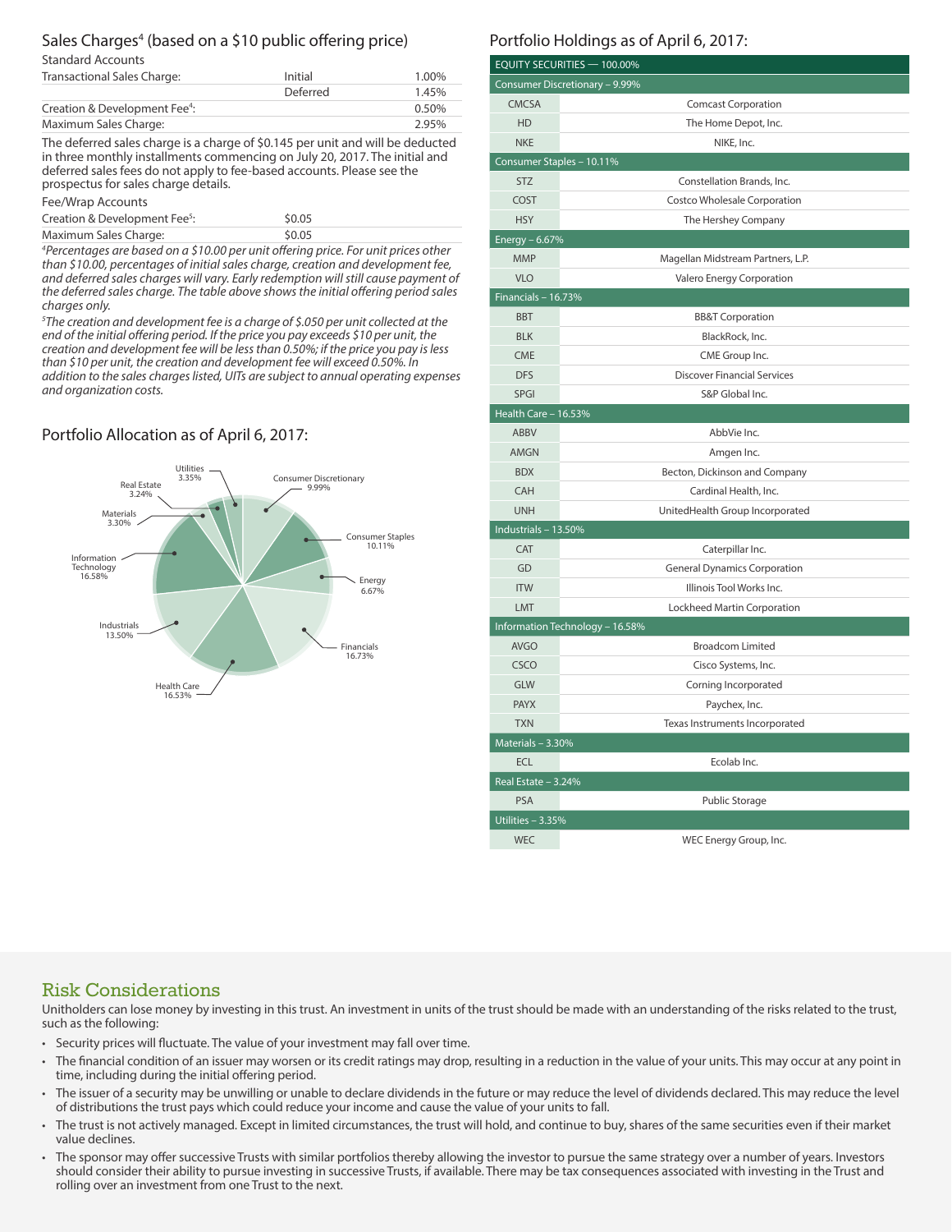## Sales Charges[4] (based on a $10 public offering price)

Standard Accounts

| | | |
|---|---|---|
| Transactional Sales Charge: | Initial | 1.00% |
| | Deferred | 1.45% |
| Creation & Development Fee[4]: | | 0.50% |
| Maximum Sales Charge: | | 2.95% |

The deferred sales charge is a charge of $0.145 per unit and will be deducted in three monthly installments commencing on July 20, 2017. The initial and deferred sales fees do not apply to fee-based accounts. Please see the prospectus for sales charge details.

Fee/Wrap Accounts

| | |
|---|---|
| Creation & Development Fee[5]: | $0.05 |
| Maximum Sales Charge: | $0.05 |

*[4]Percentages are based on a $10.00 per unit offering price. For unit prices other than $10.00, percentages of initial sales charge, creation and development fee, and deferred sales charges will vary. Early redemption will still cause payment of the deferred sales charge. The table above shows the initial offering period sales charges only.*

*[5]The creation and development fee is a charge of $.050 per unit collected at the end of the initial offering period. If the price you pay exceeds $10 per unit, the creation and development fee will be less than 0.50%; if the price you pay is less than $10 per unit, the creation and development fee will exceed 0.50%. In addition to the sales charges listed, UITs are subject to annual operating expenses and organization costs.*

## Portfolio Allocation as of April 6, 2017:

Utilities 3.35%
Real Estate 3.24%
Materials 3.30%
Information Technology 16.58%
Industrials 13.50%
Health Care 16.53%
Consumer Discretionary 9.99%
Consumer Staples 10.11%
Energy 6.67%
Financials 16.73%

## Portfolio Holdings as of April 6, 2017:

| EQUITY SECURITIES — 100.00% | |
|---|---|
| **Consumer Discretionary – 9.99%** | |
| CMCSA | Comcast Corporation |
| HD | The Home Depot, Inc. |
| NKE | NIKE, Inc. |
| **Consumer Staples – 10.11%** | |
| STZ | Constellation Brands, Inc. |
| COST | Costco Wholesale Corporation |
| HSY | The Hershey Company |
| **Energy – 6.67%** | |
| MMP | Magellan Midstream Partners, L.P. |
| VLO | Valero Energy Corporation |
| **Financials – 16.73%** | |
| BBT | BB&T Corporation |
| BLK | BlackRock, Inc. |
| CME | CME Group Inc. |
| DFS | Discover Financial Services |
| SPGI | S&P Global Inc. |
| **Health Care – 16.53%** | |
| ABBV | AbbVie Inc. |
| AMGN | Amgen Inc. |
| BDX | Becton, Dickinson and Company |
| CAH | Cardinal Health, Inc. |
| UNH | UnitedHealth Group Incorporated |
| **Industrials – 13.50%** | |
| CAT | Caterpillar Inc. |
| GD | General Dynamics Corporation |
| ITW | Illinois Tool Works Inc. |
| LMT | Lockheed Martin Corporation |
| **Information Technology – 16.58%** | |
| AVGO | Broadcom Limited |
| CSCO | Cisco Systems, Inc. |
| GLW | Corning Incorporated |
| PAYX | Paychex, Inc. |
| TXN | Texas Instruments Incorporated |
| **Materials – 3.30%** | |
| ECL | Ecolab Inc. |
| **Real Estate – 3.24%** | |
| PSA | Public Storage |
| **Utilities – 3.35%** | |
| WEC | WEC Energy Group, Inc. |

## Risk Considerations

Unitholders can lose money by investing in this trust. An investment in units of the trust should be made with an understanding of the risks related to the trust, such as the following:

- Security prices will fluctuate. The value of your investment may fall over time.
- The financial condition of an issuer may worsen or its credit ratings may drop, resulting in a reduction in the value of your units. This may occur at any point in time, including during the initial offering period.
- The issuer of a security may be unwilling or unable to declare dividends in the future or may reduce the level of dividends declared. This may reduce the level of distributions the trust pays which could reduce your income and cause the value of your units to fall.
- The trust is not actively managed. Except in limited circumstances, the trust will hold, and continue to buy, shares of the same securities even if their market value declines.
- The sponsor may offer successive Trusts with similar portfolios thereby allowing the investor to pursue the same strategy over a number of years. Investors should consider their ability to pursue investing in successive Trusts, if available. There may be tax consequences associated with investing in the Trust and rolling over an investment from one Trust to the next.